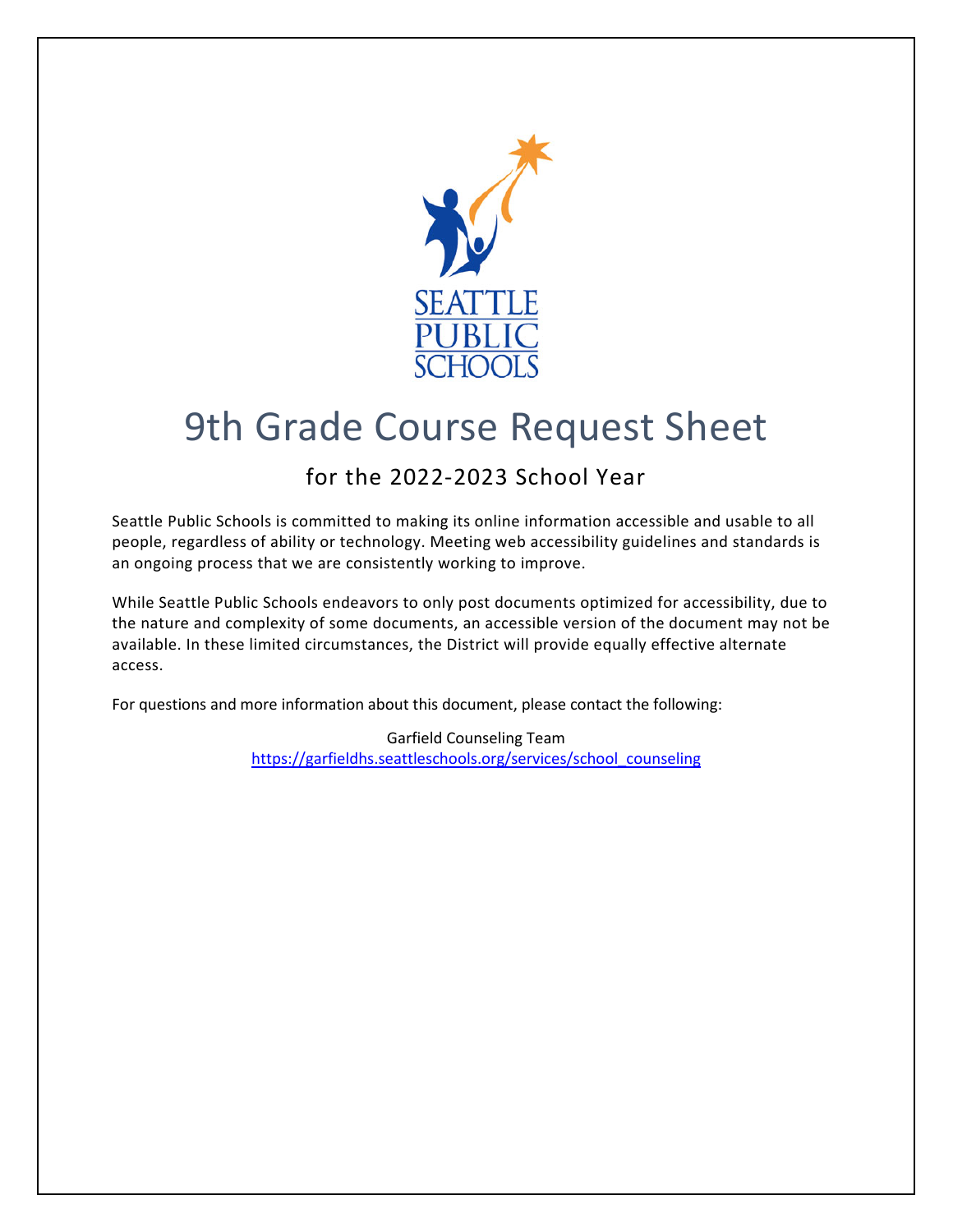# 9th Grade Course Request Sheet

## for the 2022-2023 School Year

Seattle Public Schools is committed to making its online information accessible and usable to all people, regardless of ability or technology. Meeting web accessibility guidelines and standards is an ongoing process that we are consistently working to improve.

While Seattle Public Schools endeavors to only post documents optimized for accessibility, due to the nature and complexity of some documents, an accessible version of the document may not be available. In these limited circumstances, the District will provide equally effective alternate access.

For questions and more information about this document, please contact the following:

Garfield Counseling Team
https://garfieldhs.seattleschools.org/services/school_counseling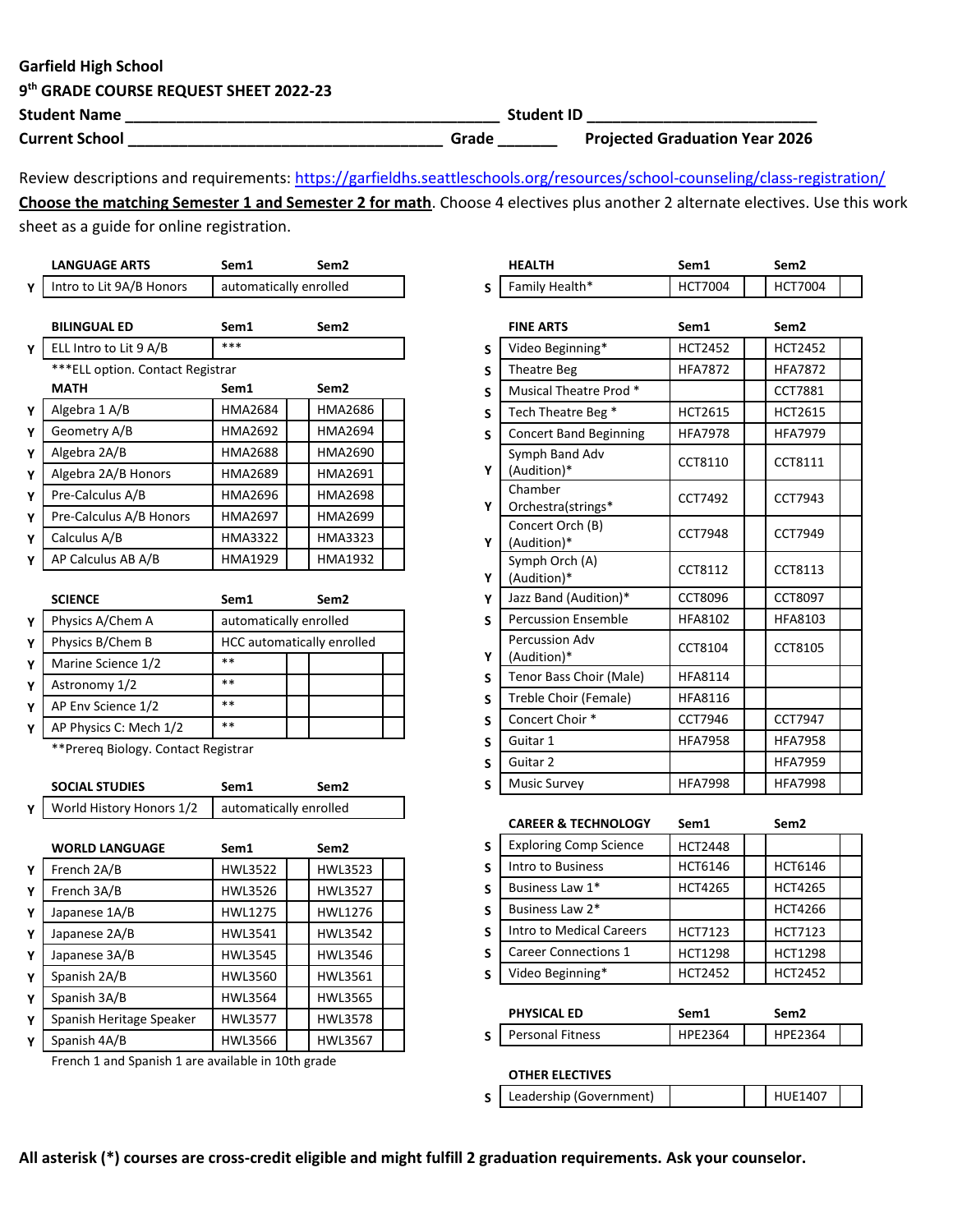**Garfield High School**

**9th GRADE COURSE REQUEST SHEET 2022-23**

**Student Name** ____________________________________________ **Student ID** ___________________________

**Current School** _____________________________________ **Grade** _______ **Projected Graduation Year 2026**

Review descriptions and requirements: https://garfieldhs.seattleschools.org/resources/school-counseling/class-registration/

**Choose the matching Semester 1 and Semester 2 for math**. Choose 4 electives plus another 2 alternate electives. Use this work sheet as a guide for online registration.

| | LANGUAGE ARTS | Sem1 | | Sem2 | |
|---|---|---|---|---|---|
| Y | Intro to Lit 9A/B Honors | automatically enrolled | | | |

| | BILINGUAL ED | Sem1 | | Sem2 | |
|---|---|---|---|---|---|
| Y | ELL Intro to Lit 9 A/B | *** | | | |

***ELL option. Contact Registrar

| | MATH | Sem1 | | Sem2 | |
|---|---|---|---|---|---|
| Y | Algebra 1 A/B | HMA2684 | | HMA2686 | |
| Y | Geometry A/B | HMA2692 | | HMA2694 | |
| Y | Algebra 2A/B | HMA2688 | | HMA2690 | |
| Y | Algebra 2A/B Honors | HMA2689 | | HMA2691 | |
| Y | Pre-Calculus A/B | HMA2696 | | HMA2698 | |
| Y | Pre-Calculus A/B Honors | HMA2697 | | HMA2699 | |
| Y | Calculus A/B | HMA3322 | | HMA3323 | |
| Y | AP Calculus AB A/B | HMA1929 | | HMA1932 | |

| | SCIENCE | Sem1 | | Sem2 | |
|---|---|---|---|---|---|
| Y | Physics A/Chem A | automatically enrolled | | | |
| Y | Physics B/Chem B | HCC automatically enrolled | | | |
| Y | Marine Science 1/2 | ** | | | |
| Y | Astronomy 1/2 | ** | | | |
| Y | AP Env Science 1/2 | ** | | | |
| Y | AP Physics C: Mech 1/2 | ** | | | |

**Prereq Biology. Contact Registrar

| | SOCIAL STUDIES | Sem1 | | Sem2 | |
|---|---|---|---|---|---|
| Y | World History Honors 1/2 | automatically enrolled | | | |

| | WORLD LANGUAGE | Sem1 | | Sem2 | |
|---|---|---|---|---|---|
| Y | French 2A/B | HWL3522 | | HWL3523 | |
| Y | French 3A/B | HWL3526 | | HWL3527 | |
| Y | Japanese 1A/B | HWL1275 | | HWL1276 | |
| Y | Japanese 2A/B | HWL3541 | | HWL3542 | |
| Y | Japanese 3A/B | HWL3545 | | HWL3546 | |
| Y | Spanish 2A/B | HWL3560 | | HWL3561 | |
| Y | Spanish 3A/B | HWL3564 | | HWL3565 | |
| Y | Spanish Heritage Speaker | HWL3577 | | HWL3578 | |
| Y | Spanish 4A/B | HWL3566 | | HWL3567 | |

French 1 and Spanish 1 are available in 10th grade

| | HEALTH | Sem1 | | Sem2 | |
|---|---|---|---|---|---|
| S | Family Health* | HCT7004 | | HCT7004 | |

| | FINE ARTS | Sem1 | | Sem2 | |
|---|---|---|---|---|---|
| S | Video Beginning* | HCT2452 | | HCT2452 | |
| S | Theatre Beg | HFA7872 | | HFA7872 | |
| S | Musical Theatre Prod * | | | CCT7881 | |
| S | Tech Theatre Beg * | HCT2615 | | HCT2615 | |
| S | Concert Band Beginning | HFA7978 | | HFA7979 | |
| Y | Symph Band Adv (Audition)* | CCT8110 | | CCT8111 | |
| Y | Chamber Orchestra(strings* | CCT7492 | | CCT7943 | |
| Y | Concert Orch (B) (Audition)* | CCT7948 | | CCT7949 | |
| Y | Symph Orch (A) (Audition)* | CCT8112 | | CCT8113 | |
| Y | Jazz Band (Audition)* | CCT8096 | | CCT8097 | |
| S | Percussion Ensemble | HFA8102 | | HFA8103 | |
| Y | Percussion Adv (Audition)* | CCT8104 | | CCT8105 | |
| S | Tenor Bass Choir (Male) | HFA8114 | | | |
| S | Treble Choir (Female) | HFA8116 | | | |
| S | Concert Choir * | CCT7946 | | CCT7947 | |
| S | Guitar 1 | HFA7958 | | HFA7958 | |
| S | Guitar 2 | | | HFA7959 | |
| S | Music Survey | HFA7998 | | HFA7998 | |

| | CAREER & TECHNOLOGY | Sem1 | | Sem2 | |
|---|---|---|---|---|---|
| S | Exploring Comp Science | HCT2448 | | | |
| S | Intro to Business | HCT6146 | | HCT6146 | |
| S | Business Law 1* | HCT4265 | | HCT4265 | |
| S | Business Law 2* | | | HCT4266 | |
| S | Intro to Medical Careers | HCT7123 | | HCT7123 | |
| S | Career Connections 1 | HCT1298 | | HCT1298 | |
| S | Video Beginning* | HCT2452 | | HCT2452 | |

| | PHYSICAL ED | Sem1 | | Sem2 | |
|---|---|---|---|---|---|
| S | Personal Fitness | HPE2364 | | HPE2364 | |

| | OTHER ELECTIVES | | | | |
|---|---|---|---|---|---|
| S | Leadership (Government) | | | HUE1407 | |

**All asterisk (*) courses are cross-credit eligible and might fulfill 2 graduation requirements. Ask your counselor.**